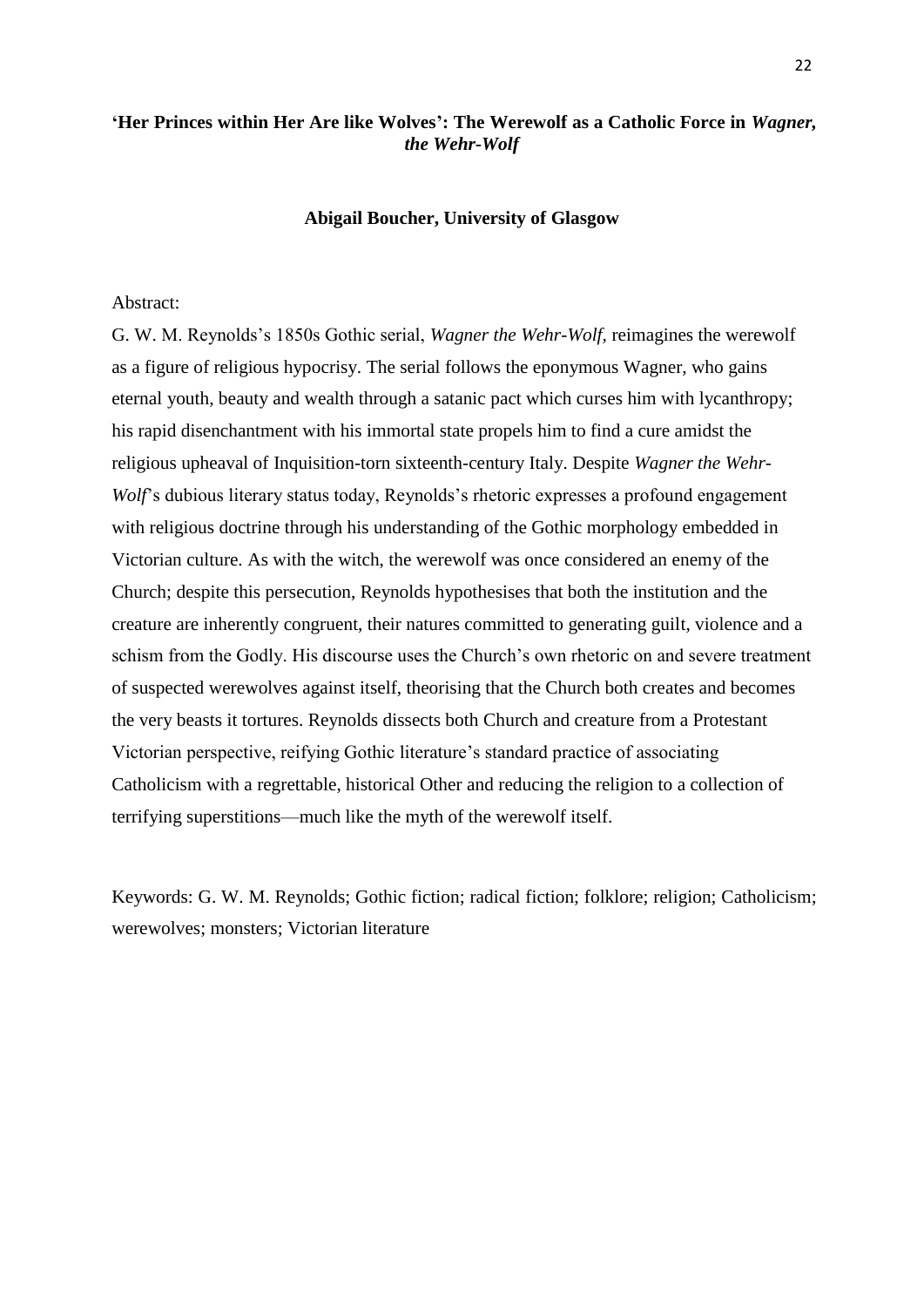# 'Her Princes within Her Are like Wolves': The Werewolf as a Catholic Force in *Wagner, the Wehr-Wolf*

**Abigail Boucher, University of Glasgow**

Abstract:

G. W. M. Reynolds's 1850s Gothic serial, *Wagner the Wehr-Wolf*, reimagines the werewolf as a figure of religious hypocrisy. The serial follows the eponymous Wagner, who gains eternal youth, beauty and wealth through a satanic pact which curses him with lycanthropy; his rapid disenchantment with his immortal state propels him to find a cure amidst the religious upheaval of Inquisition-torn sixteenth-century Italy. Despite *Wagner the Wehr-Wolf*'s dubious literary status today, Reynolds's rhetoric expresses a profound engagement with religious doctrine through his understanding of the Gothic morphology embedded in Victorian culture. As with the witch, the werewolf was once considered an enemy of the Church; despite this persecution, Reynolds hypothesises that both the institution and the creature are inherently congruent, their natures committed to generating guilt, violence and a schism from the Godly. His discourse uses the Church's own rhetoric on and severe treatment of suspected werewolves against itself, theorising that the Church both creates and becomes the very beasts it tortures. Reynolds dissects both Church and creature from a Protestant Victorian perspective, reifying Gothic literature's standard practice of associating Catholicism with a regrettable, historical Other and reducing the religion to a collection of terrifying superstitions—much like the myth of the werewolf itself.

Keywords: G. W. M. Reynolds; Gothic fiction; radical fiction; folklore; religion; Catholicism; werewolves; monsters; Victorian literature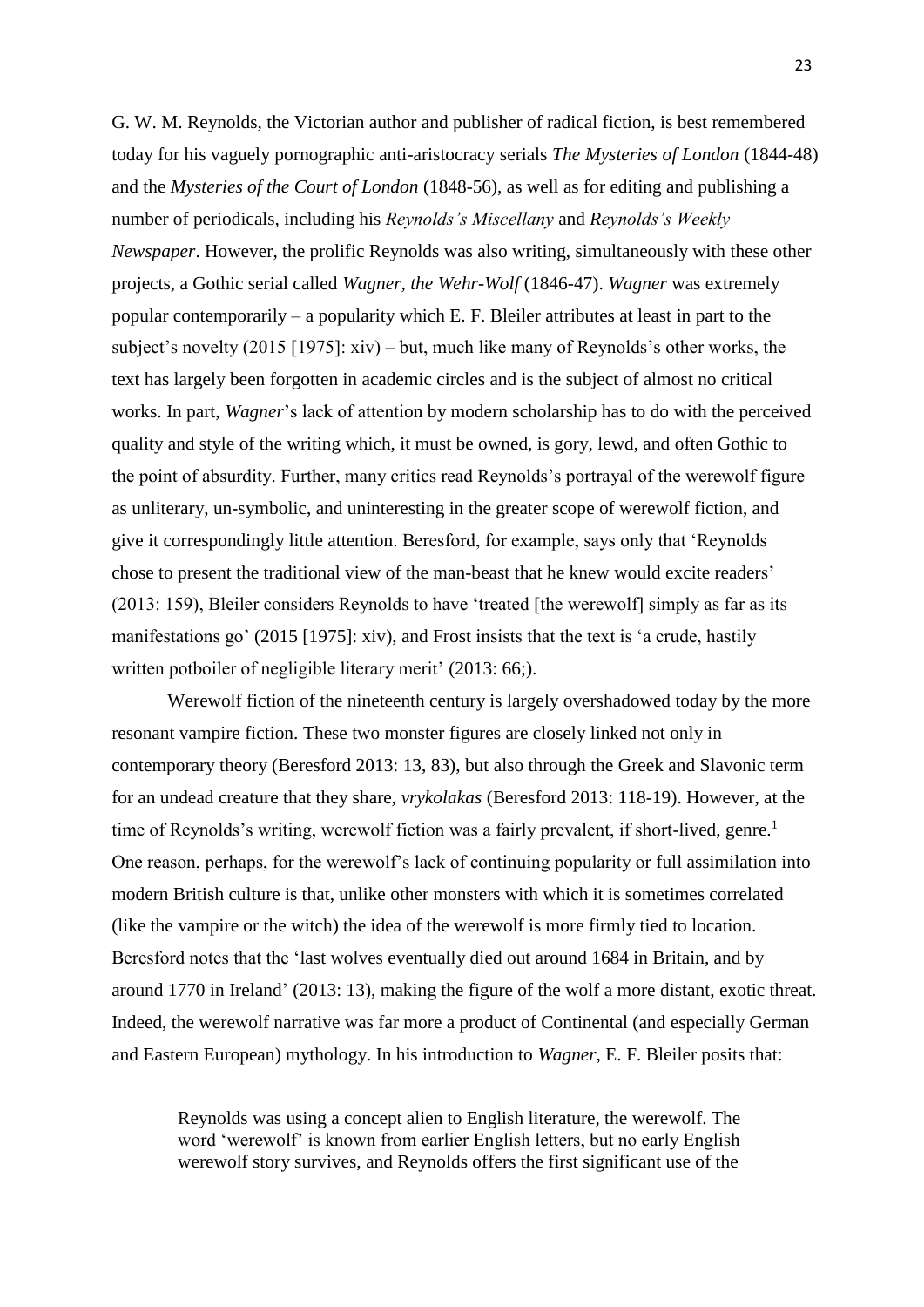G. W. M. Reynolds, the Victorian author and publisher of radical fiction, is best remembered today for his vaguely pornographic anti-aristocracy serials *The Mysteries of London* (1844-48) and the *Mysteries of the Court of London* (1848-56), as well as for editing and publishing a number of periodicals, including his *Reynolds's Miscellany* and *Reynolds's Weekly Newspaper*. However, the prolific Reynolds was also writing, simultaneously with these other projects, a Gothic serial called *Wagner, the Wehr-Wolf* (1846-47). *Wagner* was extremely popular contemporarily – a popularity which E. F. Bleiler attributes at least in part to the subject's novelty (2015 [1975]: xiv) – but, much like many of Reynolds's other works, the text has largely been forgotten in academic circles and is the subject of almost no critical works. In part, *Wagner*'s lack of attention by modern scholarship has to do with the perceived quality and style of the writing which, it must be owned, is gory, lewd, and often Gothic to the point of absurdity. Further, many critics read Reynolds's portrayal of the werewolf figure as unliterary, un-symbolic, and uninteresting in the greater scope of werewolf fiction, and give it correspondingly little attention. Beresford, for example, says only that 'Reynolds chose to present the traditional view of the man-beast that he knew would excite readers' (2013: 159), Bleiler considers Reynolds to have 'treated [the werewolf] simply as far as its manifestations go' (2015 [1975]: xiv), and Frost insists that the text is 'a crude, hastily written potboiler of negligible literary merit' (2013: 66;).

Werewolf fiction of the nineteenth century is largely overshadowed today by the more resonant vampire fiction. These two monster figures are closely linked not only in contemporary theory (Beresford 2013: 13, 83), but also through the Greek and Slavonic term for an undead creature that they share, *vrykolakas* (Beresford 2013: 118-19). However, at the time of Reynolds's writing, werewolf fiction was a fairly prevalent, if short-lived, genre.[1] One reason, perhaps, for the werewolf's lack of continuing popularity or full assimilation into modern British culture is that, unlike other monsters with which it is sometimes correlated (like the vampire or the witch) the idea of the werewolf is more firmly tied to location. Beresford notes that the 'last wolves eventually died out around 1684 in Britain, and by around 1770 in Ireland' (2013: 13), making the figure of the wolf a more distant, exotic threat. Indeed, the werewolf narrative was far more a product of Continental (and especially German and Eastern European) mythology. In his introduction to *Wagner*, E. F. Bleiler posits that:

> Reynolds was using a concept alien to English literature, the werewolf. The word 'werewolf' is known from earlier English letters, but no early English werewolf story survives, and Reynolds offers the first significant use of the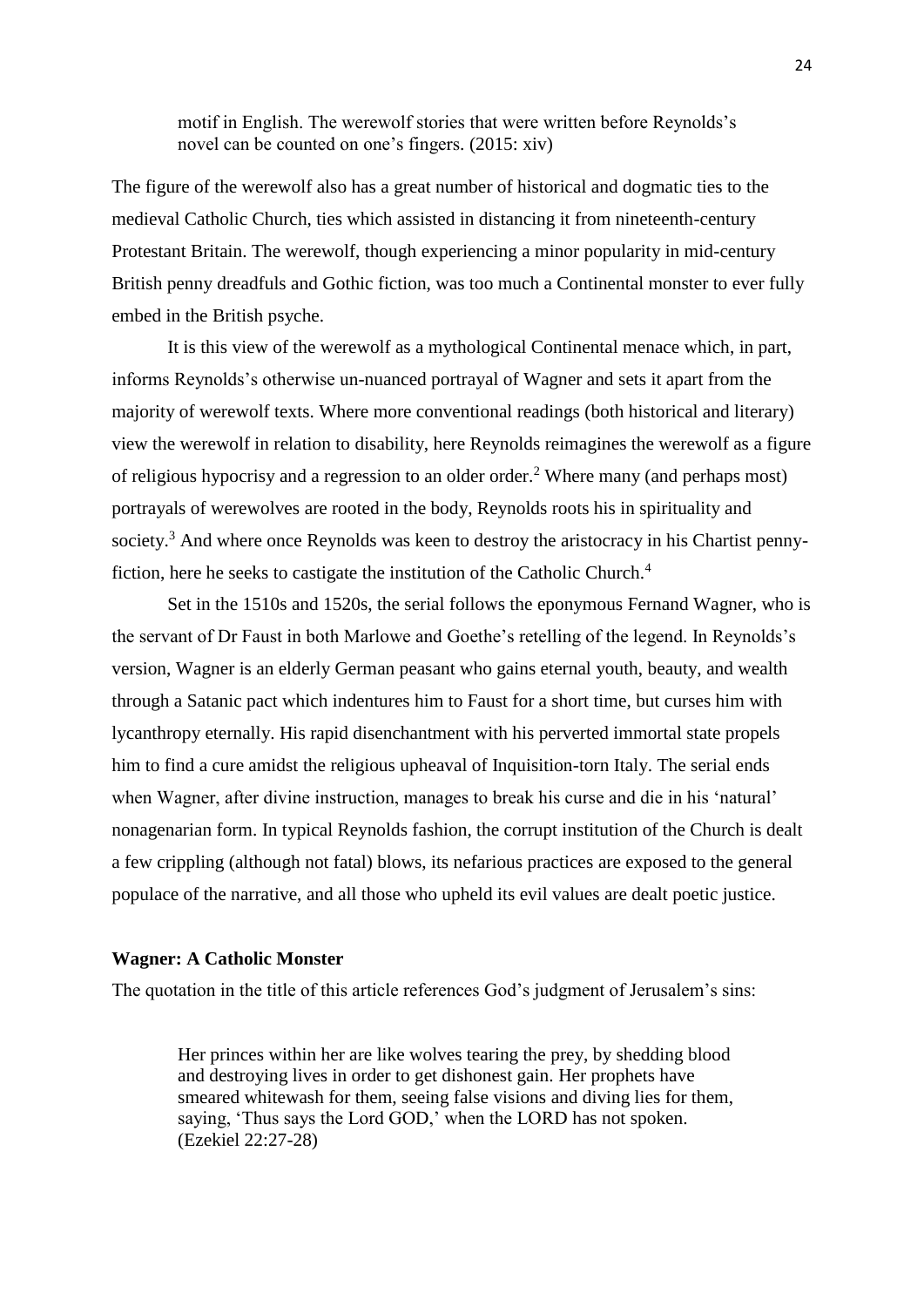> motif in English. The werewolf stories that were written before Reynolds's novel can be counted on one's fingers. (2015: xiv)

The figure of the werewolf also has a great number of historical and dogmatic ties to the medieval Catholic Church, ties which assisted in distancing it from nineteenth-century Protestant Britain. The werewolf, though experiencing a minor popularity in mid-century British penny dreadfuls and Gothic fiction, was too much a Continental monster to ever fully embed in the British psyche.

It is this view of the werewolf as a mythological Continental menace which, in part, informs Reynolds's otherwise un-nuanced portrayal of Wagner and sets it apart from the majority of werewolf texts. Where more conventional readings (both historical and literary) view the werewolf in relation to disability, here Reynolds reimagines the werewolf as a figure of religious hypocrisy and a regression to an older order.[2] Where many (and perhaps most) portrayals of werewolves are rooted in the body, Reynolds roots his in spirituality and society.[3] And where once Reynolds was keen to destroy the aristocracy in his Chartist penny-fiction, here he seeks to castigate the institution of the Catholic Church.[4]

Set in the 1510s and 1520s, the serial follows the eponymous Fernand Wagner, who is the servant of Dr Faust in both Marlowe and Goethe's retelling of the legend. In Reynolds's version, Wagner is an elderly German peasant who gains eternal youth, beauty, and wealth through a Satanic pact which indentures him to Faust for a short time, but curses him with lycanthropy eternally. His rapid disenchantment with his perverted immortal state propels him to find a cure amidst the religious upheaval of Inquisition-torn Italy. The serial ends when Wagner, after divine instruction, manages to break his curse and die in his 'natural' nonagenarian form. In typical Reynolds fashion, the corrupt institution of the Church is dealt a few crippling (although not fatal) blows, its nefarious practices are exposed to the general populace of the narrative, and all those who upheld its evil values are dealt poetic justice.

**Wagner: A Catholic Monster**

The quotation in the title of this article references God's judgment of Jerusalem's sins:

> Her princes within her are like wolves tearing the prey, by shedding blood and destroying lives in order to get dishonest gain. Her prophets have smeared whitewash for them, seeing false visions and diving lies for them, saying, 'Thus says the Lord GOD,' when the LORD has not spoken. (Ezekiel 22:27-28)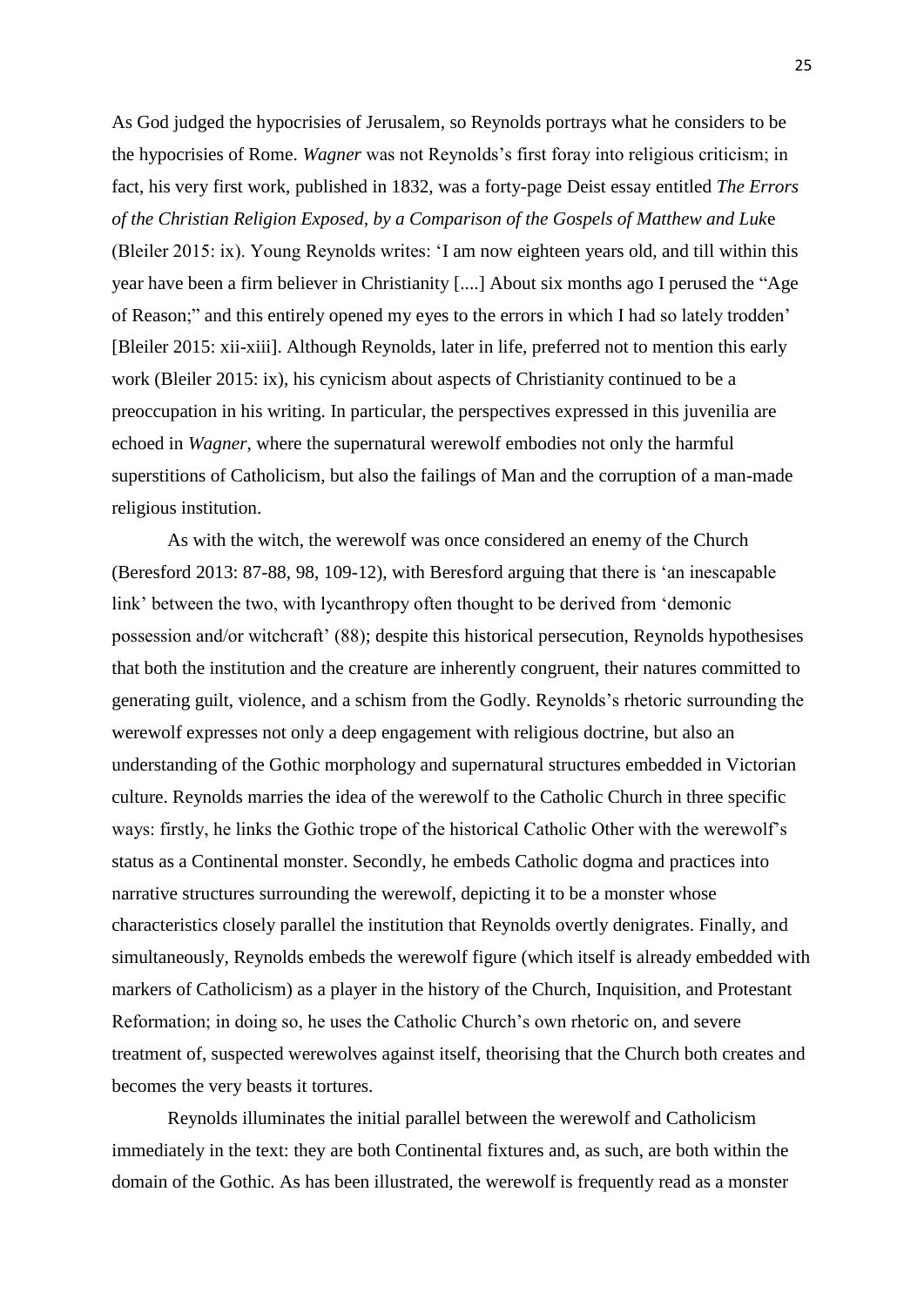As God judged the hypocrisies of Jerusalem, so Reynolds portrays what he considers to be the hypocrisies of Rome. *Wagner* was not Reynolds's first foray into religious criticism; in fact, his very first work, published in 1832, was a forty-page Deist essay entitled *The Errors of the Christian Religion Exposed, by a Comparison of the Gospels of Matthew and Luke* (Bleiler 2015: ix). Young Reynolds writes: 'I am now eighteen years old, and till within this year have been a firm believer in Christianity [....] About six months ago I perused the "Age of Reason;" and this entirely opened my eyes to the errors in which I had so lately trodden' [Bleiler 2015: xii-xiii]. Although Reynolds, later in life, preferred not to mention this early work (Bleiler 2015: ix), his cynicism about aspects of Christianity continued to be a preoccupation in his writing. In particular, the perspectives expressed in this juvenilia are echoed in *Wagner*, where the supernatural werewolf embodies not only the harmful superstitions of Catholicism, but also the failings of Man and the corruption of a man-made religious institution.

As with the witch, the werewolf was once considered an enemy of the Church (Beresford 2013: 87-88, 98, 109-12), with Beresford arguing that there is 'an inescapable link' between the two, with lycanthropy often thought to be derived from 'demonic possession and/or witchcraft' (88); despite this historical persecution, Reynolds hypothesises that both the institution and the creature are inherently congruent, their natures committed to generating guilt, violence, and a schism from the Godly. Reynolds's rhetoric surrounding the werewolf expresses not only a deep engagement with religious doctrine, but also an understanding of the Gothic morphology and supernatural structures embedded in Victorian culture. Reynolds marries the idea of the werewolf to the Catholic Church in three specific ways: firstly, he links the Gothic trope of the historical Catholic Other with the werewolf's status as a Continental monster. Secondly, he embeds Catholic dogma and practices into narrative structures surrounding the werewolf, depicting it to be a monster whose characteristics closely parallel the institution that Reynolds overtly denigrates. Finally, and simultaneously, Reynolds embeds the werewolf figure (which itself is already embedded with markers of Catholicism) as a player in the history of the Church, Inquisition, and Protestant Reformation; in doing so, he uses the Catholic Church's own rhetoric on, and severe treatment of, suspected werewolves against itself, theorising that the Church both creates and becomes the very beasts it tortures.

Reynolds illuminates the initial parallel between the werewolf and Catholicism immediately in the text: they are both Continental fixtures and, as such, are both within the domain of the Gothic. As has been illustrated, the werewolf is frequently read as a monster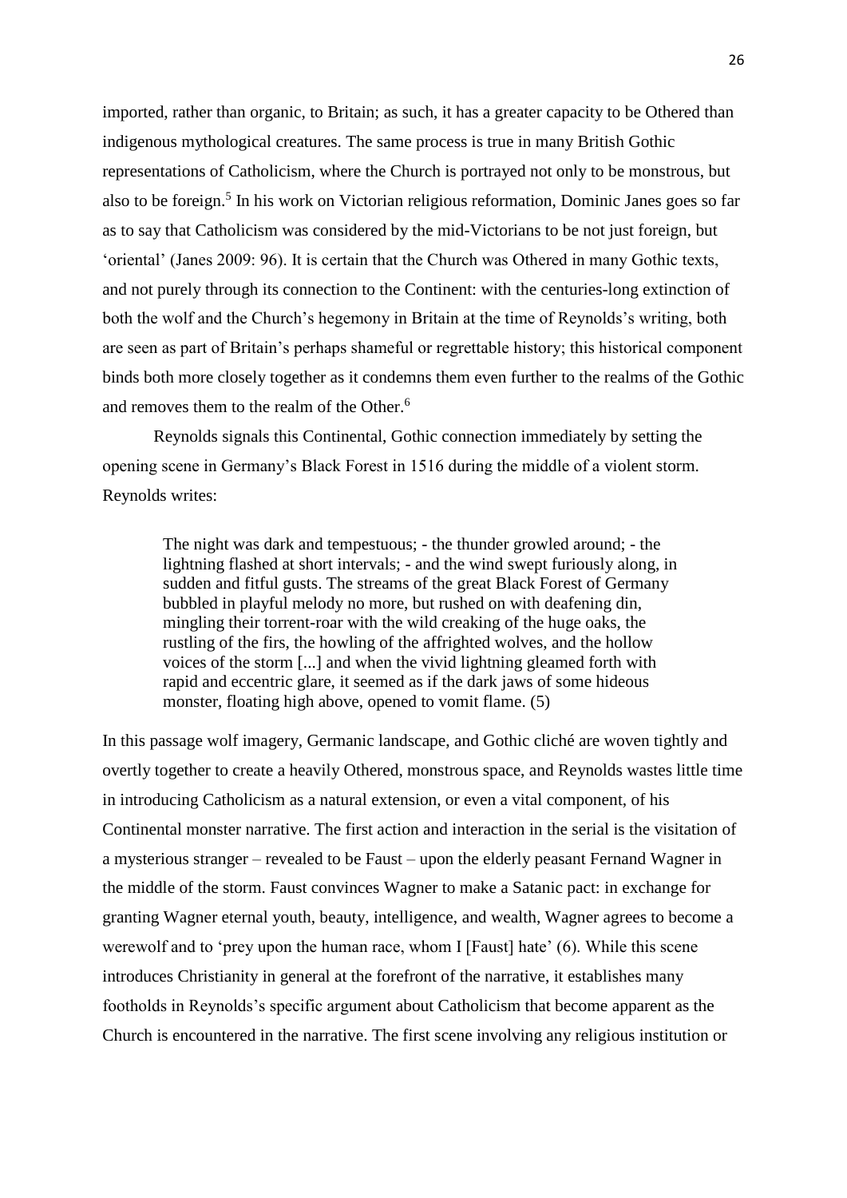imported, rather than organic, to Britain; as such, it has a greater capacity to be Othered than indigenous mythological creatures. The same process is true in many British Gothic representations of Catholicism, where the Church is portrayed not only to be monstrous, but also to be foreign.[5] In his work on Victorian religious reformation, Dominic Janes goes so far as to say that Catholicism was considered by the mid-Victorians to be not just foreign, but 'oriental' (Janes 2009: 96). It is certain that the Church was Othered in many Gothic texts, and not purely through its connection to the Continent: with the centuries-long extinction of both the wolf and the Church's hegemony in Britain at the time of Reynolds's writing, both are seen as part of Britain's perhaps shameful or regrettable history; this historical component binds both more closely together as it condemns them even further to the realms of the Gothic and removes them to the realm of the Other.[6]

Reynolds signals this Continental, Gothic connection immediately by setting the opening scene in Germany's Black Forest in 1516 during the middle of a violent storm. Reynolds writes:

> The night was dark and tempestuous; - the thunder growled around; - the lightning flashed at short intervals; - and the wind swept furiously along, in sudden and fitful gusts. The streams of the great Black Forest of Germany bubbled in playful melody no more, but rushed on with deafening din, mingling their torrent-roar with the wild creaking of the huge oaks, the rustling of the firs, the howling of the affrighted wolves, and the hollow voices of the storm [...] and when the vivid lightning gleamed forth with rapid and eccentric glare, it seemed as if the dark jaws of some hideous monster, floating high above, opened to vomit flame. (5)

In this passage wolf imagery, Germanic landscape, and Gothic cliché are woven tightly and overtly together to create a heavily Othered, monstrous space, and Reynolds wastes little time in introducing Catholicism as a natural extension, or even a vital component, of his Continental monster narrative. The first action and interaction in the serial is the visitation of a mysterious stranger – revealed to be Faust – upon the elderly peasant Fernand Wagner in the middle of the storm. Faust convinces Wagner to make a Satanic pact: in exchange for granting Wagner eternal youth, beauty, intelligence, and wealth, Wagner agrees to become a werewolf and to 'prey upon the human race, whom I [Faust] hate' (6). While this scene introduces Christianity in general at the forefront of the narrative, it establishes many footholds in Reynolds's specific argument about Catholicism that become apparent as the Church is encountered in the narrative. The first scene involving any religious institution or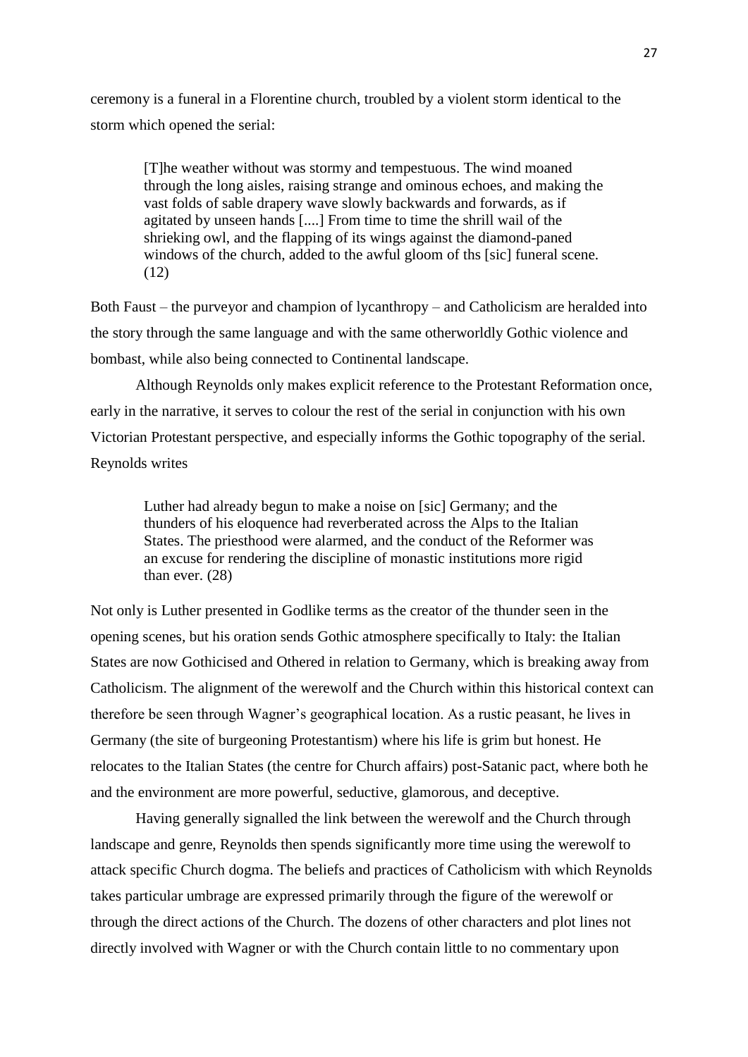ceremony is a funeral in a Florentine church, troubled by a violent storm identical to the storm which opened the serial:

> [T]he weather without was stormy and tempestuous. The wind moaned through the long aisles, raising strange and ominous echoes, and making the vast folds of sable drapery wave slowly backwards and forwards, as if agitated by unseen hands [....] From time to time the shrill wail of the shrieking owl, and the flapping of its wings against the diamond-paned windows of the church, added to the awful gloom of ths [sic] funeral scene. (12)

Both Faust – the purveyor and champion of lycanthropy – and Catholicism are heralded into the story through the same language and with the same otherworldly Gothic violence and bombast, while also being connected to Continental landscape.

Although Reynolds only makes explicit reference to the Protestant Reformation once, early in the narrative, it serves to colour the rest of the serial in conjunction with his own Victorian Protestant perspective, and especially informs the Gothic topography of the serial. Reynolds writes

> Luther had already begun to make a noise on [sic] Germany; and the thunders of his eloquence had reverberated across the Alps to the Italian States. The priesthood were alarmed, and the conduct of the Reformer was an excuse for rendering the discipline of monastic institutions more rigid than ever. (28)

Not only is Luther presented in Godlike terms as the creator of the thunder seen in the opening scenes, but his oration sends Gothic atmosphere specifically to Italy: the Italian States are now Gothicised and Othered in relation to Germany, which is breaking away from Catholicism. The alignment of the werewolf and the Church within this historical context can therefore be seen through Wagner's geographical location. As a rustic peasant, he lives in Germany (the site of burgeoning Protestantism) where his life is grim but honest. He relocates to the Italian States (the centre for Church affairs) post-Satanic pact, where both he and the environment are more powerful, seductive, glamorous, and deceptive.

Having generally signalled the link between the werewolf and the Church through landscape and genre, Reynolds then spends significantly more time using the werewolf to attack specific Church dogma. The beliefs and practices of Catholicism with which Reynolds takes particular umbrage are expressed primarily through the figure of the werewolf or through the direct actions of the Church. The dozens of other characters and plot lines not directly involved with Wagner or with the Church contain little to no commentary upon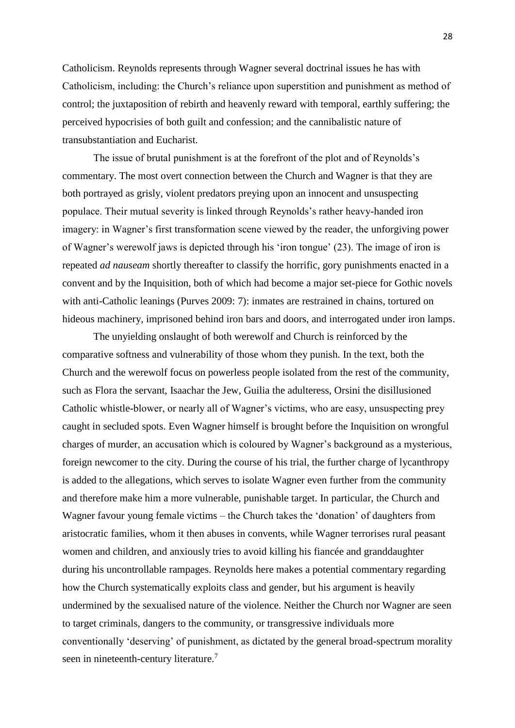Catholicism. Reynolds represents through Wagner several doctrinal issues he has with Catholicism, including: the Church's reliance upon superstition and punishment as method of control; the juxtaposition of rebirth and heavenly reward with temporal, earthly suffering; the perceived hypocrisies of both guilt and confession; and the cannibalistic nature of transubstantiation and Eucharist.

The issue of brutal punishment is at the forefront of the plot and of Reynolds's commentary. The most overt connection between the Church and Wagner is that they are both portrayed as grisly, violent predators preying upon an innocent and unsuspecting populace. Their mutual severity is linked through Reynolds's rather heavy-handed iron imagery: in Wagner's first transformation scene viewed by the reader, the unforgiving power of Wagner's werewolf jaws is depicted through his 'iron tongue' (23). The image of iron is repeated *ad nauseam* shortly thereafter to classify the horrific, gory punishments enacted in a convent and by the Inquisition, both of which had become a major set-piece for Gothic novels with anti-Catholic leanings (Purves 2009: 7): inmates are restrained in chains, tortured on hideous machinery, imprisoned behind iron bars and doors, and interrogated under iron lamps.

The unyielding onslaught of both werewolf and Church is reinforced by the comparative softness and vulnerability of those whom they punish. In the text, both the Church and the werewolf focus on powerless people isolated from the rest of the community, such as Flora the servant, Isaachar the Jew, Guilia the adulteress, Orsini the disillusioned Catholic whistle-blower, or nearly all of Wagner's victims, who are easy, unsuspecting prey caught in secluded spots. Even Wagner himself is brought before the Inquisition on wrongful charges of murder, an accusation which is coloured by Wagner's background as a mysterious, foreign newcomer to the city. During the course of his trial, the further charge of lycanthropy is added to the allegations, which serves to isolate Wagner even further from the community and therefore make him a more vulnerable, punishable target. In particular, the Church and Wagner favour young female victims – the Church takes the 'donation' of daughters from aristocratic families, whom it then abuses in convents, while Wagner terrorises rural peasant women and children, and anxiously tries to avoid killing his fiancée and granddaughter during his uncontrollable rampages. Reynolds here makes a potential commentary regarding how the Church systematically exploits class and gender, but his argument is heavily undermined by the sexualised nature of the violence. Neither the Church nor Wagner are seen to target criminals, dangers to the community, or transgressive individuals more conventionally 'deserving' of punishment, as dictated by the general broad-spectrum morality seen in nineteenth-century literature.[7]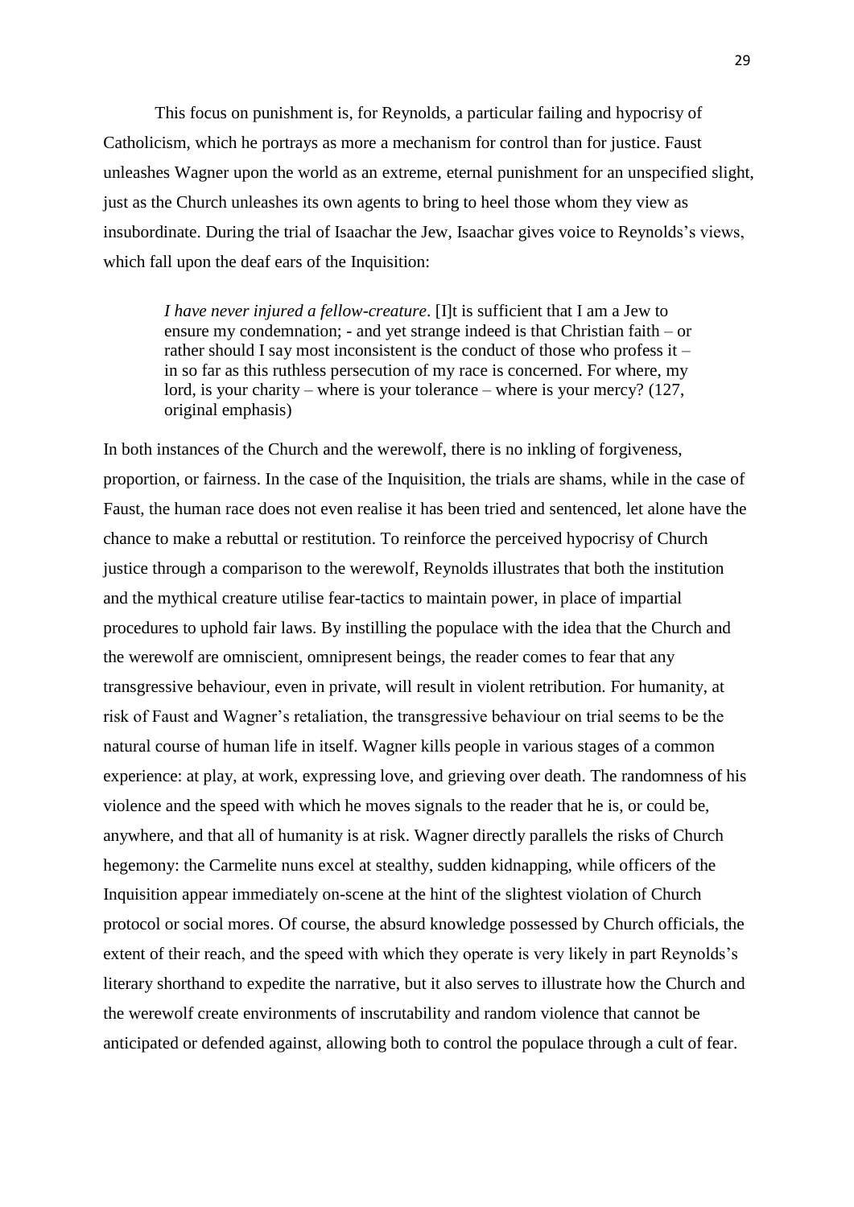This focus on punishment is, for Reynolds, a particular failing and hypocrisy of Catholicism, which he portrays as more a mechanism for control than for justice. Faust unleashes Wagner upon the world as an extreme, eternal punishment for an unspecified slight, just as the Church unleashes its own agents to bring to heel those whom they view as insubordinate. During the trial of Isaachar the Jew, Isaachar gives voice to Reynolds's views, which fall upon the deaf ears of the Inquisition:

> *I have never injured a fellow-creature*. [I]t is sufficient that I am a Jew to ensure my condemnation; - and yet strange indeed is that Christian faith – or rather should I say most inconsistent is the conduct of those who profess it – in so far as this ruthless persecution of my race is concerned. For where, my lord, is your charity – where is your tolerance – where is your mercy? (127, original emphasis)

In both instances of the Church and the werewolf, there is no inkling of forgiveness, proportion, or fairness. In the case of the Inquisition, the trials are shams, while in the case of Faust, the human race does not even realise it has been tried and sentenced, let alone have the chance to make a rebuttal or restitution. To reinforce the perceived hypocrisy of Church justice through a comparison to the werewolf, Reynolds illustrates that both the institution and the mythical creature utilise fear-tactics to maintain power, in place of impartial procedures to uphold fair laws. By instilling the populace with the idea that the Church and the werewolf are omniscient, omnipresent beings, the reader comes to fear that any transgressive behaviour, even in private, will result in violent retribution. For humanity, at risk of Faust and Wagner's retaliation, the transgressive behaviour on trial seems to be the natural course of human life in itself. Wagner kills people in various stages of a common experience: at play, at work, expressing love, and grieving over death. The randomness of his violence and the speed with which he moves signals to the reader that he is, or could be, anywhere, and that all of humanity is at risk. Wagner directly parallels the risks of Church hegemony: the Carmelite nuns excel at stealthy, sudden kidnapping, while officers of the Inquisition appear immediately on-scene at the hint of the slightest violation of Church protocol or social mores. Of course, the absurd knowledge possessed by Church officials, the extent of their reach, and the speed with which they operate is very likely in part Reynolds's literary shorthand to expedite the narrative, but it also serves to illustrate how the Church and the werewolf create environments of inscrutability and random violence that cannot be anticipated or defended against, allowing both to control the populace through a cult of fear.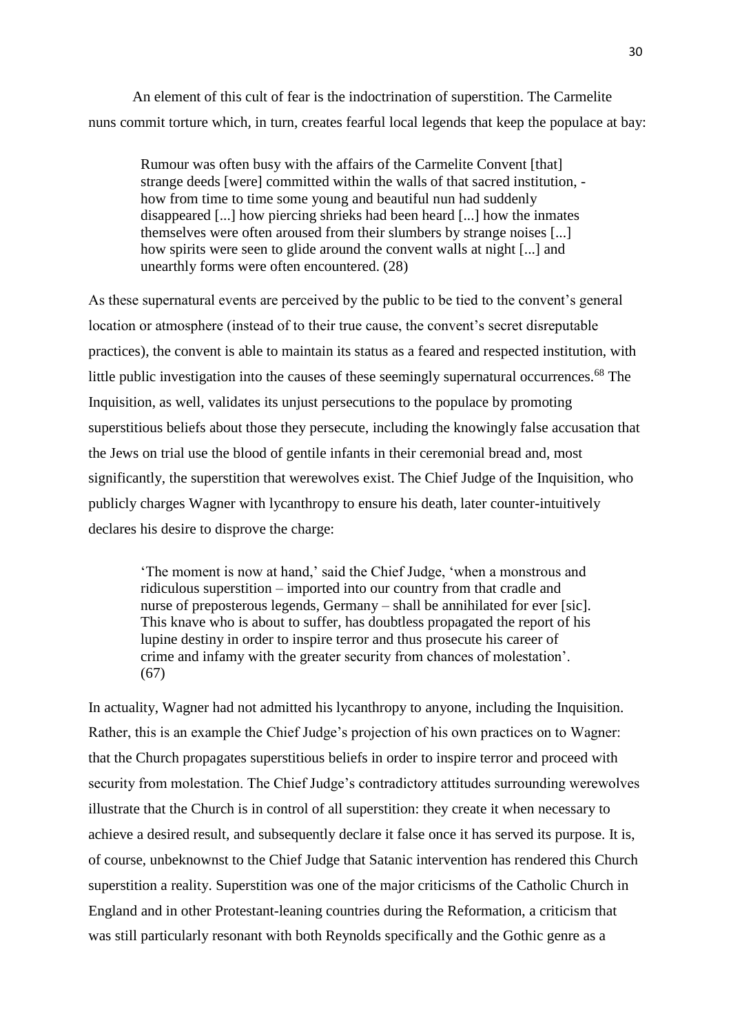An element of this cult of fear is the indoctrination of superstition. The Carmelite nuns commit torture which, in turn, creates fearful local legends that keep the populace at bay:

> Rumour was often busy with the affairs of the Carmelite Convent [that] strange deeds [were] committed within the walls of that sacred institution, - how from time to time some young and beautiful nun had suddenly disappeared [...] how piercing shrieks had been heard [...] how the inmates themselves were often aroused from their slumbers by strange noises [...] how spirits were seen to glide around the convent walls at night [...] and unearthly forms were often encountered. (28)

As these supernatural events are perceived by the public to be tied to the convent's general location or atmosphere (instead of to their true cause, the convent's secret disreputable practices), the convent is able to maintain its status as a feared and respected institution, with little public investigation into the causes of these seemingly supernatural occurrences.[68] The Inquisition, as well, validates its unjust persecutions to the populace by promoting superstitious beliefs about those they persecute, including the knowingly false accusation that the Jews on trial use the blood of gentile infants in their ceremonial bread and, most significantly, the superstition that werewolves exist. The Chief Judge of the Inquisition, who publicly charges Wagner with lycanthropy to ensure his death, later counter-intuitively declares his desire to disprove the charge:

> 'The moment is now at hand,' said the Chief Judge, 'when a monstrous and ridiculous superstition – imported into our country from that cradle and nurse of preposterous legends, Germany – shall be annihilated for ever [sic]. This knave who is about to suffer, has doubtless propagated the report of his lupine destiny in order to inspire terror and thus prosecute his career of crime and infamy with the greater security from chances of molestation'. (67)

In actuality, Wagner had not admitted his lycanthropy to anyone, including the Inquisition. Rather, this is an example the Chief Judge's projection of his own practices on to Wagner: that the Church propagates superstitious beliefs in order to inspire terror and proceed with security from molestation. The Chief Judge's contradictory attitudes surrounding werewolves illustrate that the Church is in control of all superstition: they create it when necessary to achieve a desired result, and subsequently declare it false once it has served its purpose. It is, of course, unbeknownst to the Chief Judge that Satanic intervention has rendered this Church superstition a reality. Superstition was one of the major criticisms of the Catholic Church in England and in other Protestant-leaning countries during the Reformation, a criticism that was still particularly resonant with both Reynolds specifically and the Gothic genre as a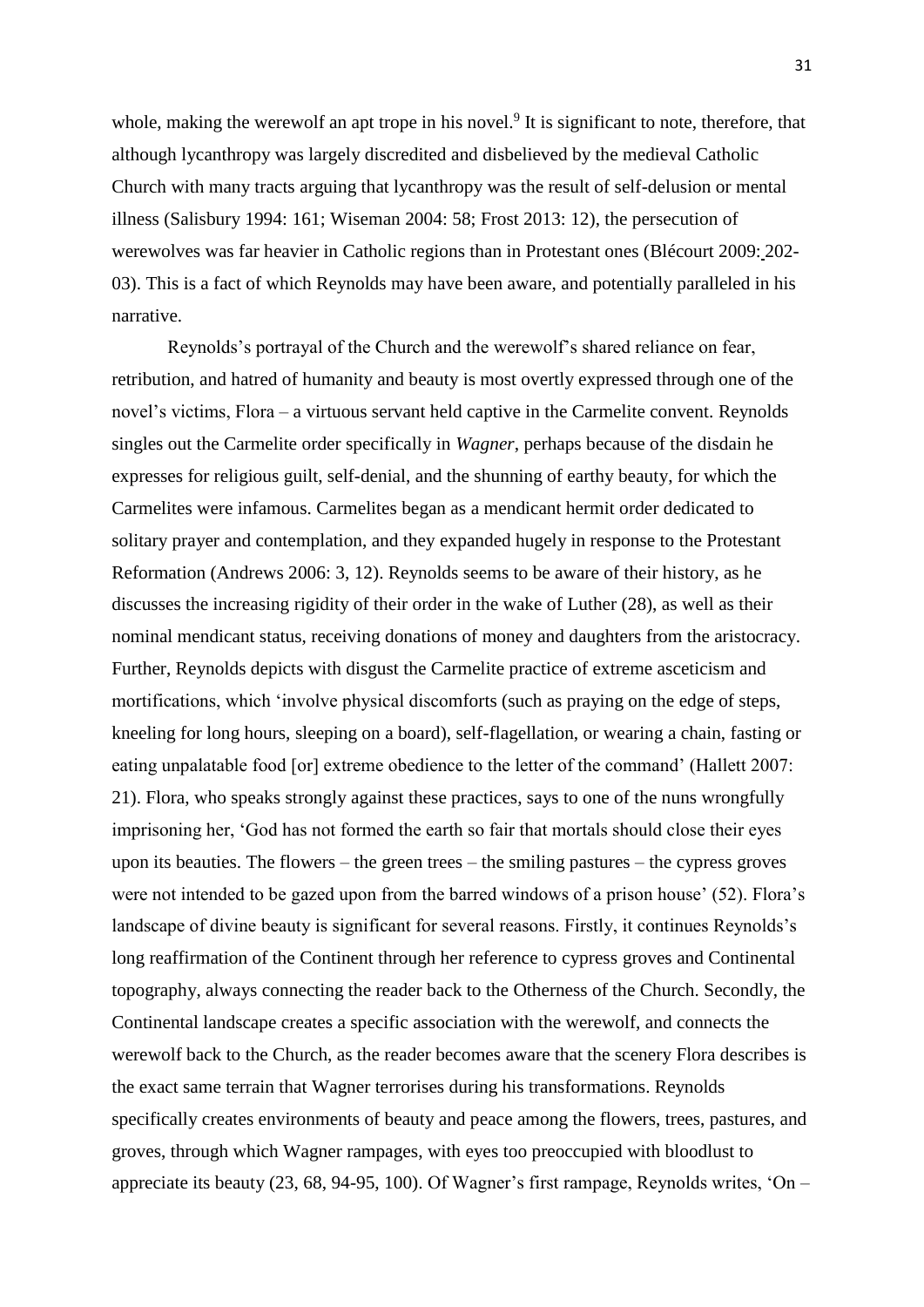whole, making the werewolf an apt trope in his novel.[9] It is significant to note, therefore, that although lycanthropy was largely discredited and disbelieved by the medieval Catholic Church with many tracts arguing that lycanthropy was the result of self-delusion or mental illness (Salisbury 1994: 161; Wiseman 2004: 58; Frost 2013: 12), the persecution of werewolves was far heavier in Catholic regions than in Protestant ones (Blécourt 2009: 202-03). This is a fact of which Reynolds may have been aware, and potentially paralleled in his narrative.

Reynolds's portrayal of the Church and the werewolf's shared reliance on fear, retribution, and hatred of humanity and beauty is most overtly expressed through one of the novel's victims, Flora – a virtuous servant held captive in the Carmelite convent. Reynolds singles out the Carmelite order specifically in *Wagner*, perhaps because of the disdain he expresses for religious guilt, self-denial, and the shunning of earthy beauty, for which the Carmelites were infamous. Carmelites began as a mendicant hermit order dedicated to solitary prayer and contemplation, and they expanded hugely in response to the Protestant Reformation (Andrews 2006: 3, 12). Reynolds seems to be aware of their history, as he discusses the increasing rigidity of their order in the wake of Luther (28), as well as their nominal mendicant status, receiving donations of money and daughters from the aristocracy. Further, Reynolds depicts with disgust the Carmelite practice of extreme asceticism and mortifications, which 'involve physical discomforts (such as praying on the edge of steps, kneeling for long hours, sleeping on a board), self-flagellation, or wearing a chain, fasting or eating unpalatable food [or] extreme obedience to the letter of the command' (Hallett 2007: 21). Flora, who speaks strongly against these practices, says to one of the nuns wrongfully imprisoning her, 'God has not formed the earth so fair that mortals should close their eyes upon its beauties. The flowers – the green trees – the smiling pastures – the cypress groves were not intended to be gazed upon from the barred windows of a prison house' (52). Flora's landscape of divine beauty is significant for several reasons. Firstly, it continues Reynolds's long reaffirmation of the Continent through her reference to cypress groves and Continental topography, always connecting the reader back to the Otherness of the Church. Secondly, the Continental landscape creates a specific association with the werewolf, and connects the werewolf back to the Church, as the reader becomes aware that the scenery Flora describes is the exact same terrain that Wagner terrorises during his transformations. Reynolds specifically creates environments of beauty and peace among the flowers, trees, pastures, and groves, through which Wagner rampages, with eyes too preoccupied with bloodlust to appreciate its beauty (23, 68, 94-95, 100). Of Wagner's first rampage, Reynolds writes, 'On –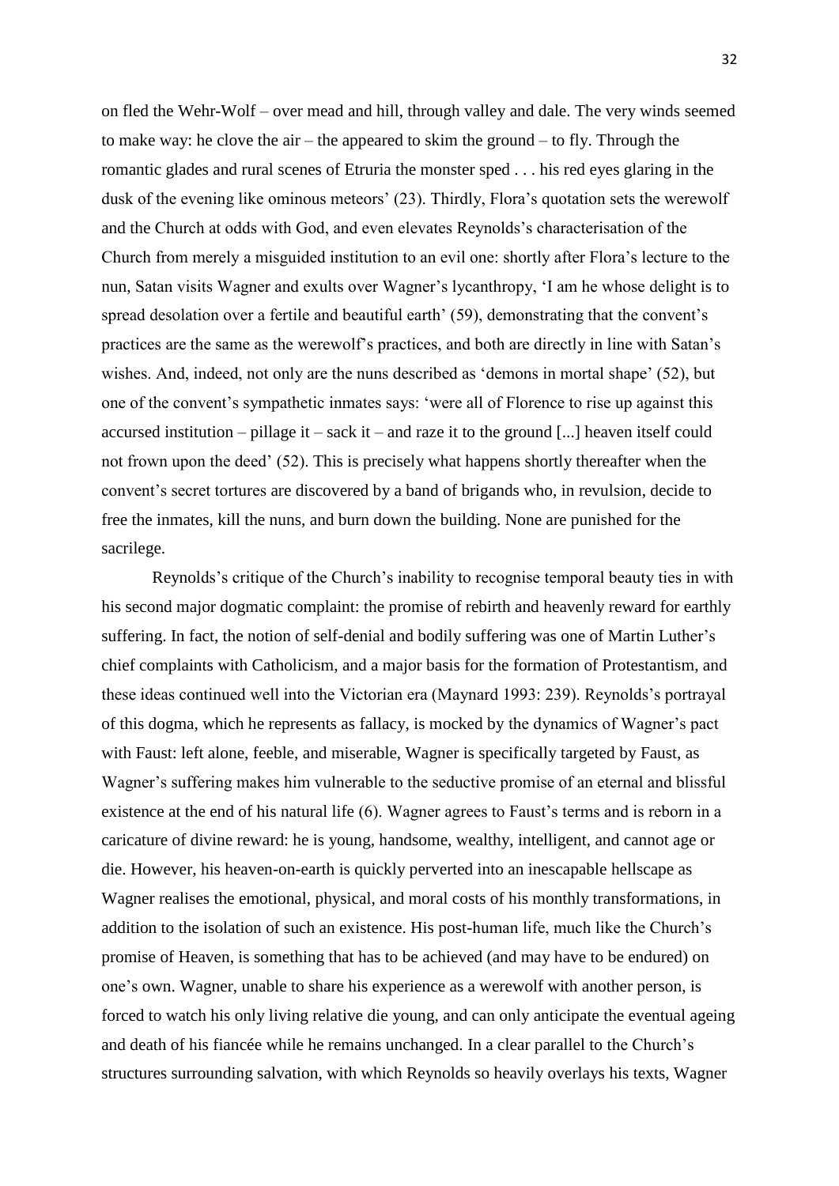on fled the Wehr-Wolf – over mead and hill, through valley and dale. The very winds seemed to make way: he clove the air – the appeared to skim the ground – to fly. Through the romantic glades and rural scenes of Etruria the monster sped . . . his red eyes glaring in the dusk of the evening like ominous meteors' (23). Thirdly, Flora's quotation sets the werewolf and the Church at odds with God, and even elevates Reynolds's characterisation of the Church from merely a misguided institution to an evil one: shortly after Flora's lecture to the nun, Satan visits Wagner and exults over Wagner's lycanthropy, 'I am he whose delight is to spread desolation over a fertile and beautiful earth' (59), demonstrating that the convent's practices are the same as the werewolf's practices, and both are directly in line with Satan's wishes. And, indeed, not only are the nuns described as 'demons in mortal shape' (52), but one of the convent's sympathetic inmates says: 'were all of Florence to rise up against this accursed institution – pillage it – sack it – and raze it to the ground [...] heaven itself could not frown upon the deed' (52). This is precisely what happens shortly thereafter when the convent's secret tortures are discovered by a band of brigands who, in revulsion, decide to free the inmates, kill the nuns, and burn down the building. None are punished for the sacrilege.

Reynolds's critique of the Church's inability to recognise temporal beauty ties in with his second major dogmatic complaint: the promise of rebirth and heavenly reward for earthly suffering. In fact, the notion of self-denial and bodily suffering was one of Martin Luther's chief complaints with Catholicism, and a major basis for the formation of Protestantism, and these ideas continued well into the Victorian era (Maynard 1993: 239). Reynolds's portrayal of this dogma, which he represents as fallacy, is mocked by the dynamics of Wagner's pact with Faust: left alone, feeble, and miserable, Wagner is specifically targeted by Faust, as Wagner's suffering makes him vulnerable to the seductive promise of an eternal and blissful existence at the end of his natural life (6). Wagner agrees to Faust's terms and is reborn in a caricature of divine reward: he is young, handsome, wealthy, intelligent, and cannot age or die. However, his heaven-on-earth is quickly perverted into an inescapable hellscape as Wagner realises the emotional, physical, and moral costs of his monthly transformations, in addition to the isolation of such an existence. His post-human life, much like the Church's promise of Heaven, is something that has to be achieved (and may have to be endured) on one's own. Wagner, unable to share his experience as a werewolf with another person, is forced to watch his only living relative die young, and can only anticipate the eventual ageing and death of his fiancée while he remains unchanged. In a clear parallel to the Church's structures surrounding salvation, with which Reynolds so heavily overlays his texts, Wagner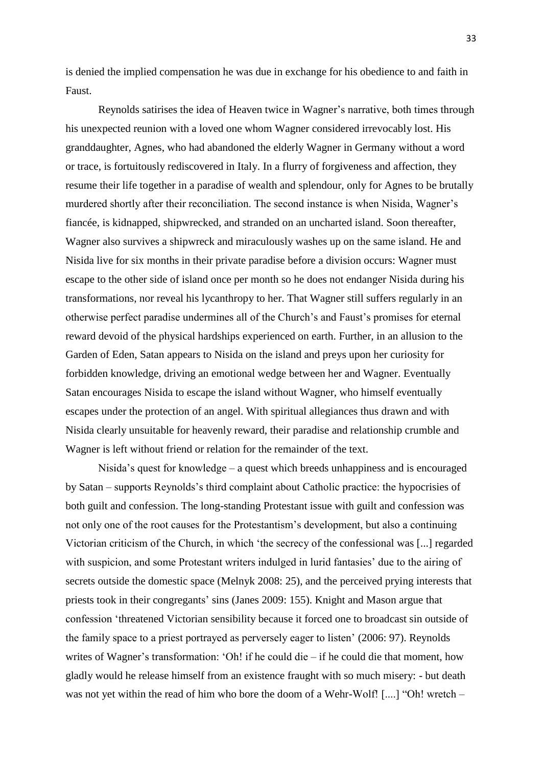is denied the implied compensation he was due in exchange for his obedience to and faith in Faust.

Reynolds satirises the idea of Heaven twice in Wagner's narrative, both times through his unexpected reunion with a loved one whom Wagner considered irrevocably lost. His granddaughter, Agnes, who had abandoned the elderly Wagner in Germany without a word or trace, is fortuitously rediscovered in Italy. In a flurry of forgiveness and affection, they resume their life together in a paradise of wealth and splendour, only for Agnes to be brutally murdered shortly after their reconciliation. The second instance is when Nisida, Wagner's fiancée, is kidnapped, shipwrecked, and stranded on an uncharted island. Soon thereafter, Wagner also survives a shipwreck and miraculously washes up on the same island. He and Nisida live for six months in their private paradise before a division occurs: Wagner must escape to the other side of island once per month so he does not endanger Nisida during his transformations, nor reveal his lycanthropy to her. That Wagner still suffers regularly in an otherwise perfect paradise undermines all of the Church's and Faust's promises for eternal reward devoid of the physical hardships experienced on earth. Further, in an allusion to the Garden of Eden, Satan appears to Nisida on the island and preys upon her curiosity for forbidden knowledge, driving an emotional wedge between her and Wagner. Eventually Satan encourages Nisida to escape the island without Wagner, who himself eventually escapes under the protection of an angel. With spiritual allegiances thus drawn and with Nisida clearly unsuitable for heavenly reward, their paradise and relationship crumble and Wagner is left without friend or relation for the remainder of the text.

Nisida's quest for knowledge – a quest which breeds unhappiness and is encouraged by Satan – supports Reynolds's third complaint about Catholic practice: the hypocrisies of both guilt and confession. The long-standing Protestant issue with guilt and confession was not only one of the root causes for the Protestantism's development, but also a continuing Victorian criticism of the Church, in which 'the secrecy of the confessional was [...] regarded with suspicion, and some Protestant writers indulged in lurid fantasies' due to the airing of secrets outside the domestic space (Melnyk 2008: 25), and the perceived prying interests that priests took in their congregants' sins (Janes 2009: 155). Knight and Mason argue that confession 'threatened Victorian sensibility because it forced one to broadcast sin outside of the family space to a priest portrayed as perversely eager to listen' (2006: 97). Reynolds writes of Wagner's transformation: 'Oh! if he could die – if he could die that moment, how gladly would he release himself from an existence fraught with so much misery: - but death was not yet within the read of him who bore the doom of a Wehr-Wolf! [....] "Oh! wretch –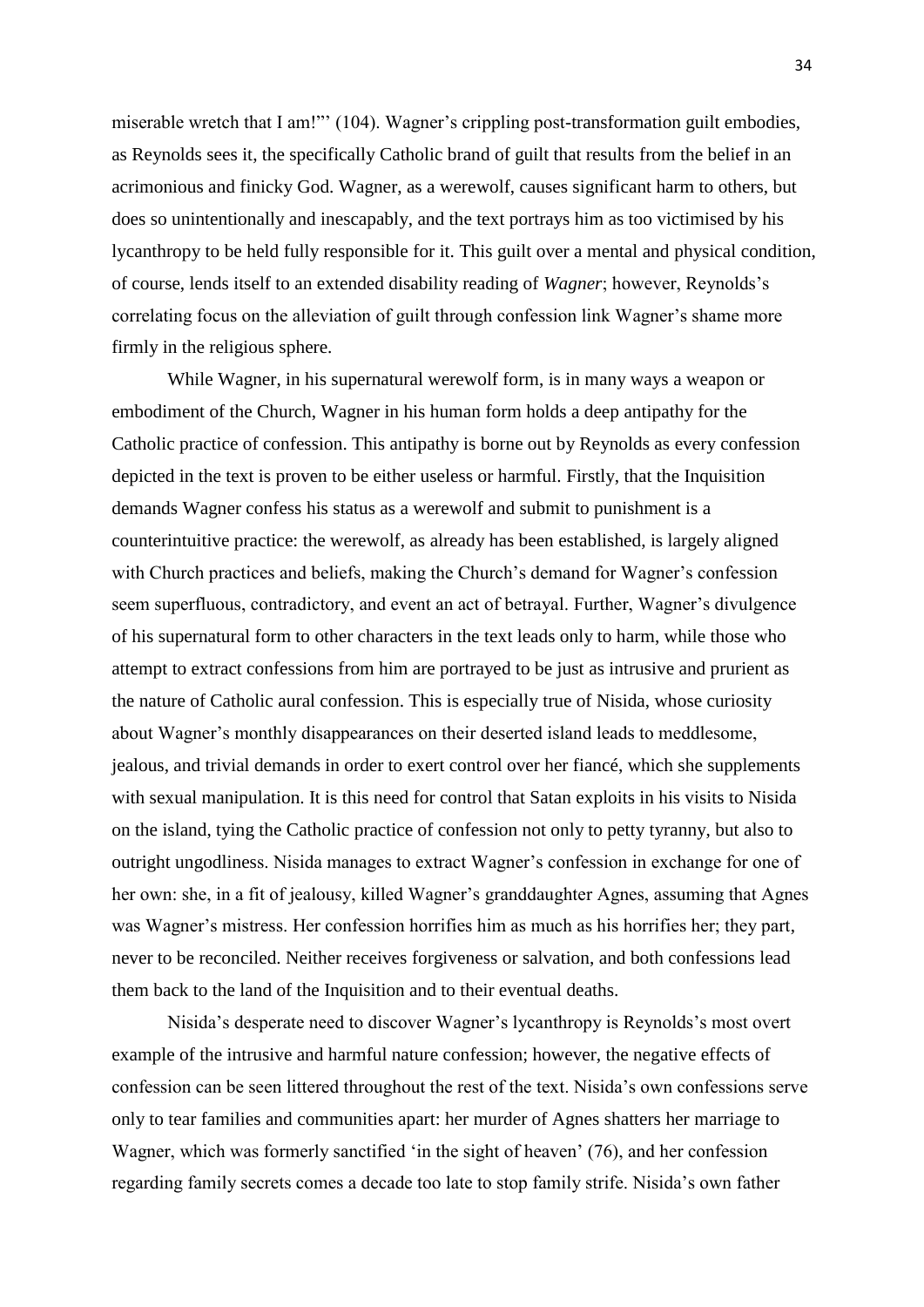miserable wretch that I am!"' (104). Wagner's crippling post-transformation guilt embodies, as Reynolds sees it, the specifically Catholic brand of guilt that results from the belief in an acrimonious and finicky God. Wagner, as a werewolf, causes significant harm to others, but does so unintentionally and inescapably, and the text portrays him as too victimised by his lycanthropy to be held fully responsible for it. This guilt over a mental and physical condition, of course, lends itself to an extended disability reading of *Wagner*; however, Reynolds's correlating focus on the alleviation of guilt through confession link Wagner's shame more firmly in the religious sphere.

While Wagner, in his supernatural werewolf form, is in many ways a weapon or embodiment of the Church, Wagner in his human form holds a deep antipathy for the Catholic practice of confession. This antipathy is borne out by Reynolds as every confession depicted in the text is proven to be either useless or harmful. Firstly, that the Inquisition demands Wagner confess his status as a werewolf and submit to punishment is a counterintuitive practice: the werewolf, as already has been established, is largely aligned with Church practices and beliefs, making the Church's demand for Wagner's confession seem superfluous, contradictory, and event an act of betrayal. Further, Wagner's divulgence of his supernatural form to other characters in the text leads only to harm, while those who attempt to extract confessions from him are portrayed to be just as intrusive and prurient as the nature of Catholic aural confession. This is especially true of Nisida, whose curiosity about Wagner's monthly disappearances on their deserted island leads to meddlesome, jealous, and trivial demands in order to exert control over her fiancé, which she supplements with sexual manipulation. It is this need for control that Satan exploits in his visits to Nisida on the island, tying the Catholic practice of confession not only to petty tyranny, but also to outright ungodliness. Nisida manages to extract Wagner's confession in exchange for one of her own: she, in a fit of jealousy, killed Wagner's granddaughter Agnes, assuming that Agnes was Wagner's mistress. Her confession horrifies him as much as his horrifies her; they part, never to be reconciled. Neither receives forgiveness or salvation, and both confessions lead them back to the land of the Inquisition and to their eventual deaths.

Nisida's desperate need to discover Wagner's lycanthropy is Reynolds's most overt example of the intrusive and harmful nature confession; however, the negative effects of confession can be seen littered throughout the rest of the text. Nisida's own confessions serve only to tear families and communities apart: her murder of Agnes shatters her marriage to Wagner, which was formerly sanctified 'in the sight of heaven' (76), and her confession regarding family secrets comes a decade too late to stop family strife. Nisida's own father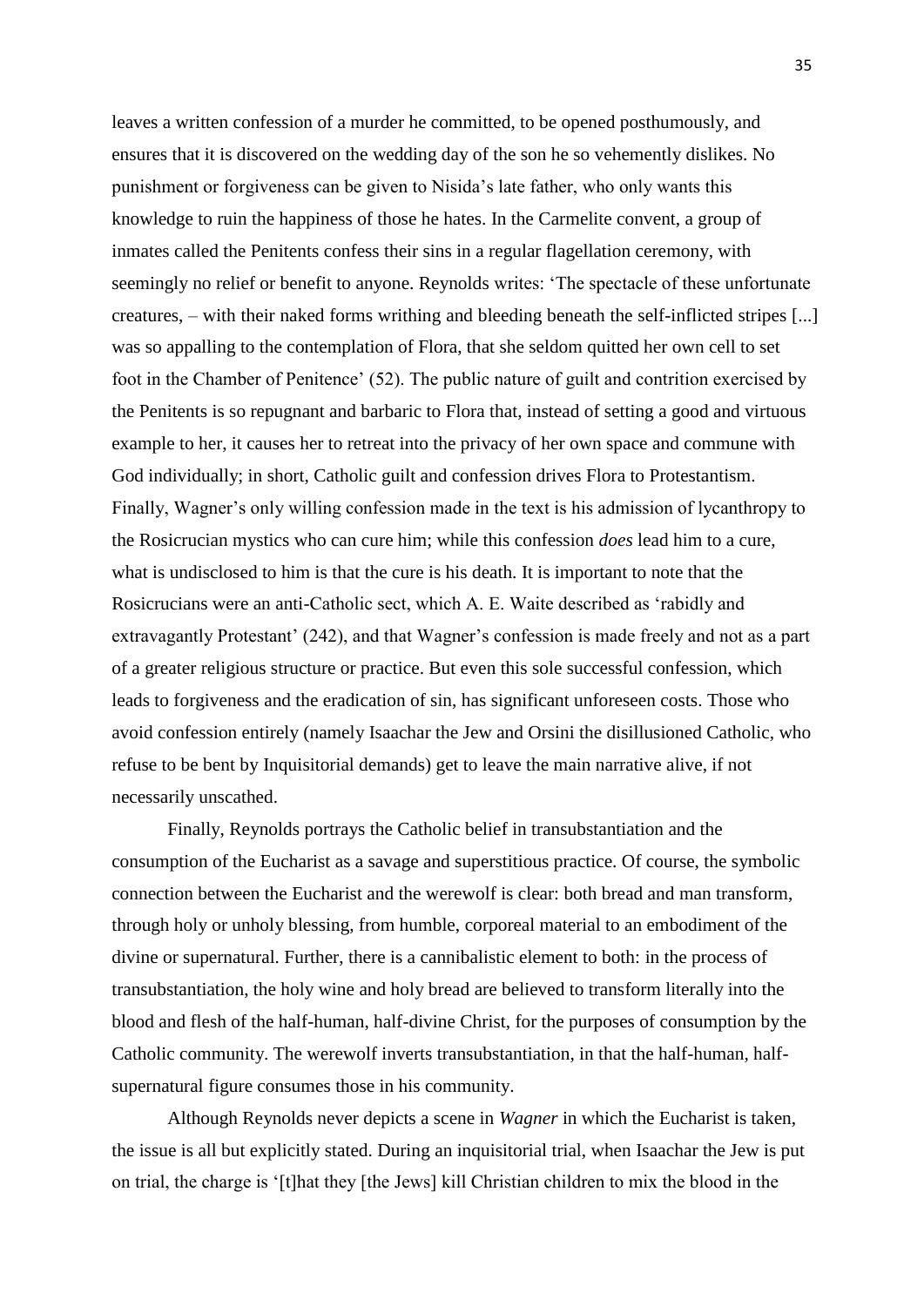leaves a written confession of a murder he committed, to be opened posthumously, and ensures that it is discovered on the wedding day of the son he so vehemently dislikes. No punishment or forgiveness can be given to Nisida's late father, who only wants this knowledge to ruin the happiness of those he hates. In the Carmelite convent, a group of inmates called the Penitents confess their sins in a regular flagellation ceremony, with seemingly no relief or benefit to anyone. Reynolds writes: 'The spectacle of these unfortunate creatures, – with their naked forms writhing and bleeding beneath the self-inflicted stripes [...] was so appalling to the contemplation of Flora, that she seldom quitted her own cell to set foot in the Chamber of Penitence' (52). The public nature of guilt and contrition exercised by the Penitents is so repugnant and barbaric to Flora that, instead of setting a good and virtuous example to her, it causes her to retreat into the privacy of her own space and commune with God individually; in short, Catholic guilt and confession drives Flora to Protestantism. Finally, Wagner's only willing confession made in the text is his admission of lycanthropy to the Rosicrucian mystics who can cure him; while this confession *does* lead him to a cure, what is undisclosed to him is that the cure is his death. It is important to note that the Rosicrucians were an anti-Catholic sect, which A. E. Waite described as 'rabidly and extravagantly Protestant' (242), and that Wagner's confession is made freely and not as a part of a greater religious structure or practice. But even this sole successful confession, which leads to forgiveness and the eradication of sin, has significant unforeseen costs. Those who avoid confession entirely (namely Isaachar the Jew and Orsini the disillusioned Catholic, who refuse to be bent by Inquisitorial demands) get to leave the main narrative alive, if not necessarily unscathed.

Finally, Reynolds portrays the Catholic belief in transubstantiation and the consumption of the Eucharist as a savage and superstitious practice. Of course, the symbolic connection between the Eucharist and the werewolf is clear: both bread and man transform, through holy or unholy blessing, from humble, corporeal material to an embodiment of the divine or supernatural. Further, there is a cannibalistic element to both: in the process of transubstantiation, the holy wine and holy bread are believed to transform literally into the blood and flesh of the half-human, half-divine Christ, for the purposes of consumption by the Catholic community. The werewolf inverts transubstantiation, in that the half-human, half-supernatural figure consumes those in his community.

Although Reynolds never depicts a scene in *Wagner* in which the Eucharist is taken, the issue is all but explicitly stated. During an inquisitorial trial, when Isaachar the Jew is put on trial, the charge is '[t]hat they [the Jews] kill Christian children to mix the blood in the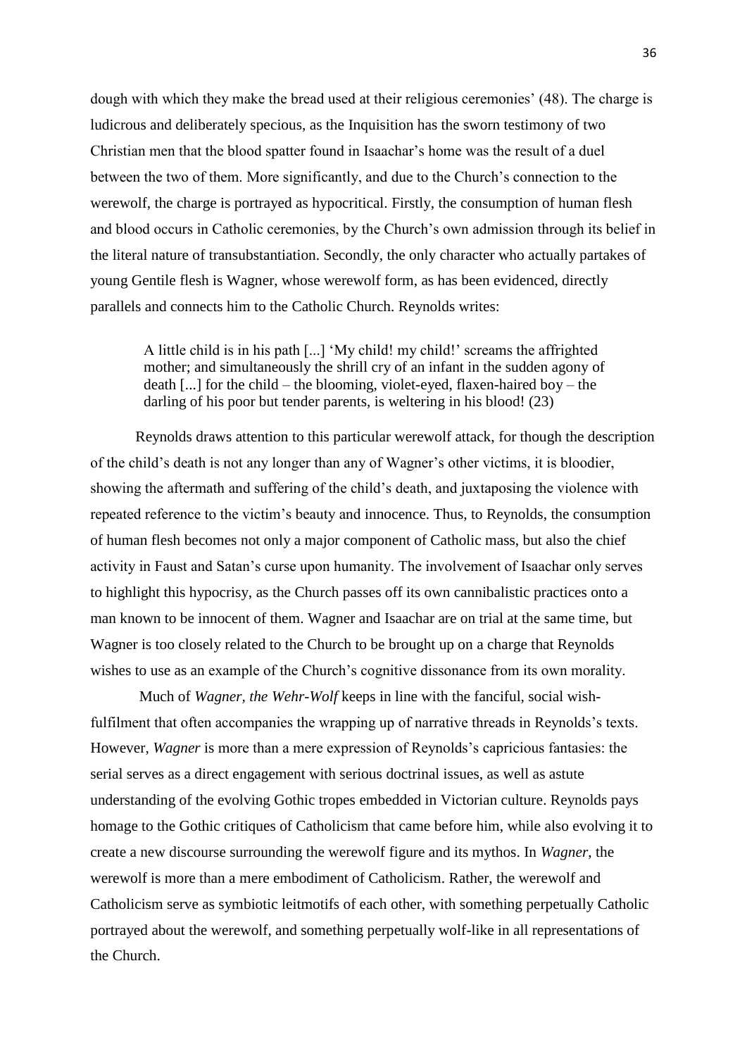dough with which they make the bread used at their religious ceremonies' (48). The charge is ludicrous and deliberately specious, as the Inquisition has the sworn testimony of two Christian men that the blood spatter found in Isaachar's home was the result of a duel between the two of them. More significantly, and due to the Church's connection to the werewolf, the charge is portrayed as hypocritical. Firstly, the consumption of human flesh and blood occurs in Catholic ceremonies, by the Church's own admission through its belief in the literal nature of transubstantiation. Secondly, the only character who actually partakes of young Gentile flesh is Wagner, whose werewolf form, as has been evidenced, directly parallels and connects him to the Catholic Church. Reynolds writes:

> A little child is in his path [...] 'My child! my child!' screams the affrighted mother; and simultaneously the shrill cry of an infant in the sudden agony of death [...] for the child – the blooming, violet-eyed, flaxen-haired boy – the darling of his poor but tender parents, is weltering in his blood! (23)

Reynolds draws attention to this particular werewolf attack, for though the description of the child's death is not any longer than any of Wagner's other victims, it is bloodier, showing the aftermath and suffering of the child's death, and juxtaposing the violence with repeated reference to the victim's beauty and innocence. Thus, to Reynolds, the consumption of human flesh becomes not only a major component of Catholic mass, but also the chief activity in Faust and Satan's curse upon humanity. The involvement of Isaachar only serves to highlight this hypocrisy, as the Church passes off its own cannibalistic practices onto a man known to be innocent of them. Wagner and Isaachar are on trial at the same time, but Wagner is too closely related to the Church to be brought up on a charge that Reynolds wishes to use as an example of the Church's cognitive dissonance from its own morality.

Much of *Wagner, the Wehr-Wolf* keeps in line with the fanciful, social wish-fulfilment that often accompanies the wrapping up of narrative threads in Reynolds's texts. However, *Wagner* is more than a mere expression of Reynolds's capricious fantasies: the serial serves as a direct engagement with serious doctrinal issues, as well as astute understanding of the evolving Gothic tropes embedded in Victorian culture. Reynolds pays homage to the Gothic critiques of Catholicism that came before him, while also evolving it to create a new discourse surrounding the werewolf figure and its mythos. In *Wagner*, the werewolf is more than a mere embodiment of Catholicism. Rather, the werewolf and Catholicism serve as symbiotic leitmotifs of each other, with something perpetually Catholic portrayed about the werewolf, and something perpetually wolf-like in all representations of the Church.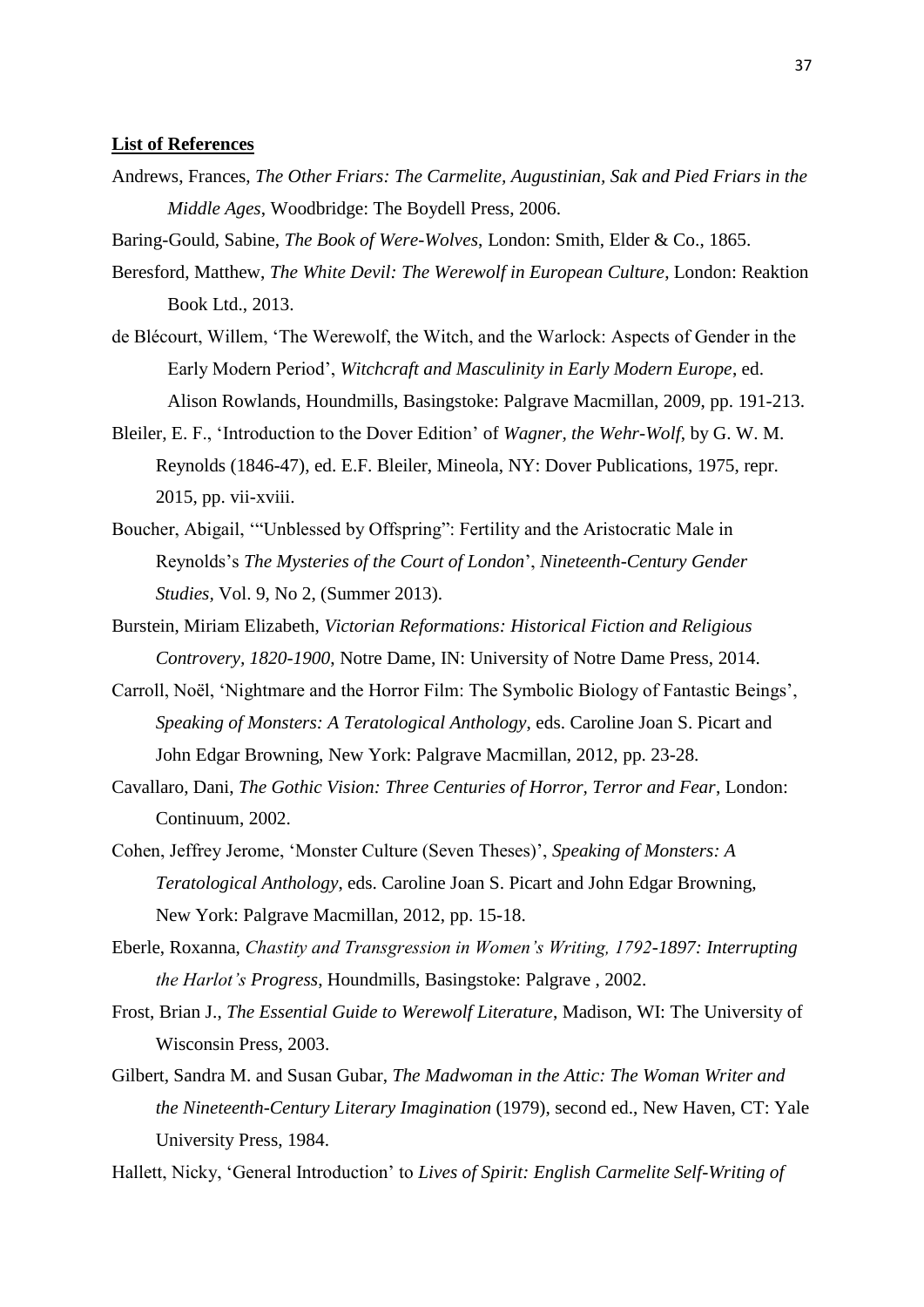**List of References**

Andrews, Frances, *The Other Friars: The Carmelite, Augustinian, Sak and Pied Friars in the Middle Ages*, Woodbridge: The Boydell Press, 2006.

Baring-Gould, Sabine, *The Book of Were-Wolves*, London: Smith, Elder & Co., 1865.

Beresford, Matthew, *The White Devil: The Werewolf in European Culture*, London: Reaktion Book Ltd., 2013.

de Blécourt, Willem, 'The Werewolf, the Witch, and the Warlock: Aspects of Gender in the Early Modern Period', *Witchcraft and Masculinity in Early Modern Europe*, ed. Alison Rowlands, Houndmills, Basingstoke: Palgrave Macmillan, 2009, pp. 191-213.

Bleiler, E. F., 'Introduction to the Dover Edition' of *Wagner, the Wehr-Wolf*, by G. W. M. Reynolds (1846-47), ed. E.F. Bleiler, Mineola, NY: Dover Publications, 1975, repr. 2015, pp. vii-xviii.

Boucher, Abigail, '"Unblessed by Offspring": Fertility and the Aristocratic Male in Reynolds's *The Mysteries of the Court of London*', *Nineteenth-Century Gender Studies*, Vol. 9, No 2, (Summer 2013).

Burstein, Miriam Elizabeth, *Victorian Reformations: Historical Fiction and Religious Controvery, 1820-1900*, Notre Dame, IN: University of Notre Dame Press, 2014.

Carroll, Noël, 'Nightmare and the Horror Film: The Symbolic Biology of Fantastic Beings', *Speaking of Monsters: A Teratological Anthology*, eds. Caroline Joan S. Picart and John Edgar Browning, New York: Palgrave Macmillan, 2012, pp. 23-28.

Cavallaro, Dani, *The Gothic Vision: Three Centuries of Horror, Terror and Fear*, London: Continuum, 2002.

Cohen, Jeffrey Jerome, 'Monster Culture (Seven Theses)', *Speaking of Monsters: A Teratological Anthology*, eds. Caroline Joan S. Picart and John Edgar Browning, New York: Palgrave Macmillan, 2012, pp. 15-18.

Eberle, Roxanna, *Chastity and Transgression in Women's Writing, 1792-1897: Interrupting the Harlot's Progress*, Houndmills, Basingstoke: Palgrave , 2002.

Frost, Brian J., *The Essential Guide to Werewolf Literature*, Madison, WI: The University of Wisconsin Press, 2003.

Gilbert, Sandra M. and Susan Gubar, *The Madwoman in the Attic: The Woman Writer and the Nineteenth-Century Literary Imagination* (1979), second ed., New Haven, CT: Yale University Press, 1984.

Hallett, Nicky, 'General Introduction' to *Lives of Spirit: English Carmelite Self-Writing of*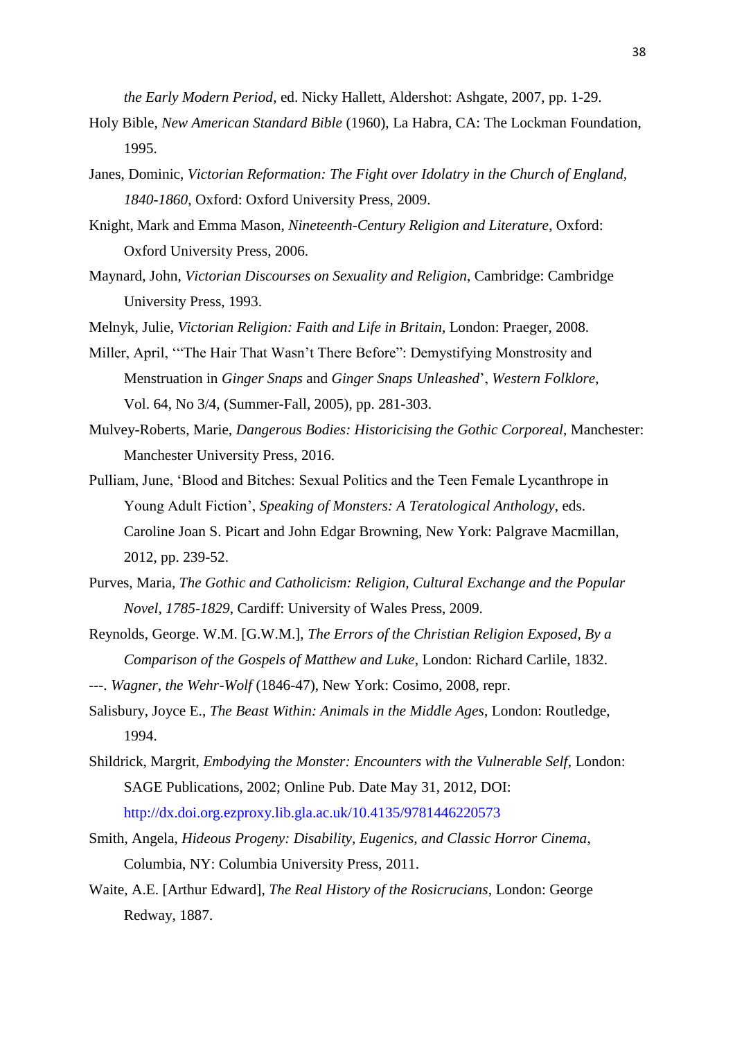*the Early Modern Period*, ed. Nicky Hallett, Aldershot: Ashgate, 2007, pp. 1-29.

Holy Bible, *New American Standard Bible* (1960), La Habra, CA: The Lockman Foundation, 1995.

Janes, Dominic, *Victorian Reformation: The Fight over Idolatry in the Church of England, 1840-1860*, Oxford: Oxford University Press, 2009.

Knight, Mark and Emma Mason, *Nineteenth-Century Religion and Literature*, Oxford: Oxford University Press, 2006.

Maynard, John, *Victorian Discourses on Sexuality and Religion*, Cambridge: Cambridge University Press, 1993.

Melnyk, Julie, *Victorian Religion: Faith and Life in Britain*, London: Praeger, 2008.

Miller, April, '"The Hair That Wasn't There Before": Demystifying Monstrosity and Menstruation in *Ginger Snaps* and *Ginger Snaps Unleashed*', *Western Folklore*, Vol. 64, No 3/4, (Summer-Fall, 2005), pp. 281-303.

Mulvey-Roberts, Marie, *Dangerous Bodies: Historicising the Gothic Corporeal*, Manchester: Manchester University Press, 2016.

Pulliam, June, 'Blood and Bitches: Sexual Politics and the Teen Female Lycanthrope in Young Adult Fiction', *Speaking of Monsters: A Teratological Anthology*, eds. Caroline Joan S. Picart and John Edgar Browning, New York: Palgrave Macmillan, 2012, pp. 239-52.

Purves, Maria, *The Gothic and Catholicism: Religion, Cultural Exchange and the Popular Novel, 1785-1829*, Cardiff: University of Wales Press, 2009.

Reynolds, George. W.M. [G.W.M.], *The Errors of the Christian Religion Exposed, By a Comparison of the Gospels of Matthew and Luke*, London: Richard Carlile, 1832.

---. *Wagner, the Wehr-Wolf* (1846-47), New York: Cosimo, 2008, repr.

Salisbury, Joyce E., *The Beast Within: Animals in the Middle Ages*, London: Routledge, 1994.

Shildrick, Margrit, *Embodying the Monster: Encounters with the Vulnerable Self*, London: SAGE Publications, 2002; Online Pub. Date May 31, 2012, DOI: http://dx.doi.org.ezproxy.lib.gla.ac.uk/10.4135/9781446220573

Smith, Angela, *Hideous Progeny: Disability, Eugenics, and Classic Horror Cinema*, Columbia, NY: Columbia University Press, 2011.

Waite, A.E. [Arthur Edward], *The Real History of the Rosicrucians*, London: George Redway, 1887.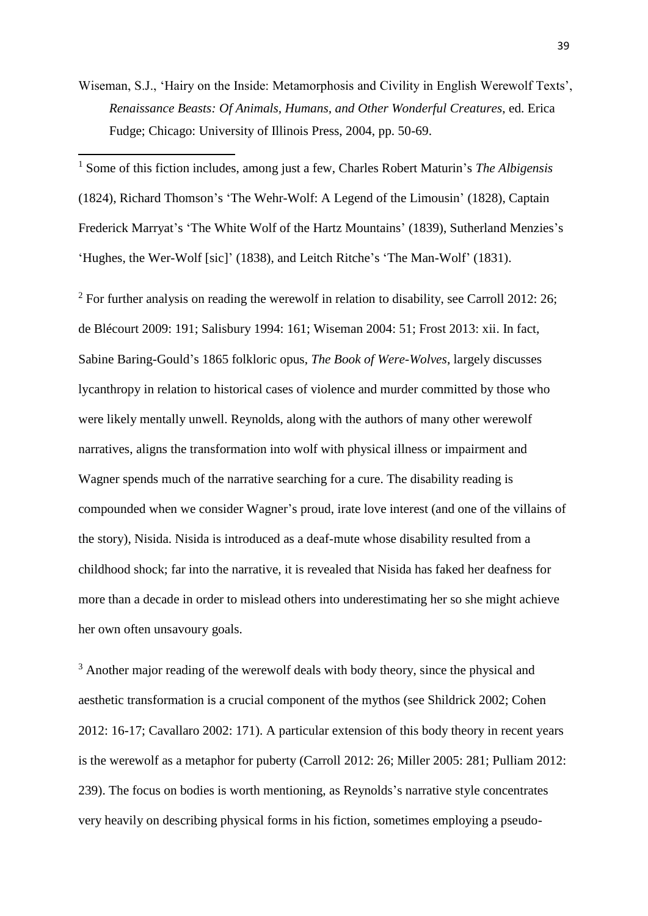Wiseman, S.J., 'Hairy on the Inside: Metamorphosis and Civility in English Werewolf Texts', *Renaissance Beasts: Of Animals, Humans, and Other Wonderful Creatures*, ed. Erica Fudge; Chicago: University of Illinois Press, 2004, pp. 50-69.

---

[1] Some of this fiction includes, among just a few, Charles Robert Maturin's *The Albigensis* (1824), Richard Thomson's 'The Wehr-Wolf: A Legend of the Limousin' (1828), Captain Frederick Marryat's 'The White Wolf of the Hartz Mountains' (1839), Sutherland Menzies's 'Hughes, the Wer-Wolf [sic]' (1838), and Leitch Ritche's 'The Man-Wolf' (1831).

[2] For further analysis on reading the werewolf in relation to disability, see Carroll 2012: 26; de Blécourt 2009: 191; Salisbury 1994: 161; Wiseman 2004: 51; Frost 2013: xii. In fact, Sabine Baring-Gould's 1865 folkloric opus, *The Book of Were-Wolves*, largely discusses lycanthropy in relation to historical cases of violence and murder committed by those who were likely mentally unwell. Reynolds, along with the authors of many other werewolf narratives, aligns the transformation into wolf with physical illness or impairment and Wagner spends much of the narrative searching for a cure. The disability reading is compounded when we consider Wagner's proud, irate love interest (and one of the villains of the story), Nisida. Nisida is introduced as a deaf-mute whose disability resulted from a childhood shock; far into the narrative, it is revealed that Nisida has faked her deafness for more than a decade in order to mislead others into underestimating her so she might achieve her own often unsavoury goals.

[3] Another major reading of the werewolf deals with body theory, since the physical and aesthetic transformation is a crucial component of the mythos (see Shildrick 2002; Cohen 2012: 16-17; Cavallaro 2002: 171). A particular extension of this body theory in recent years is the werewolf as a metaphor for puberty (Carroll 2012: 26; Miller 2005: 281; Pulliam 2012: 239). The focus on bodies is worth mentioning, as Reynolds's narrative style concentrates very heavily on describing physical forms in his fiction, sometimes employing a pseudo-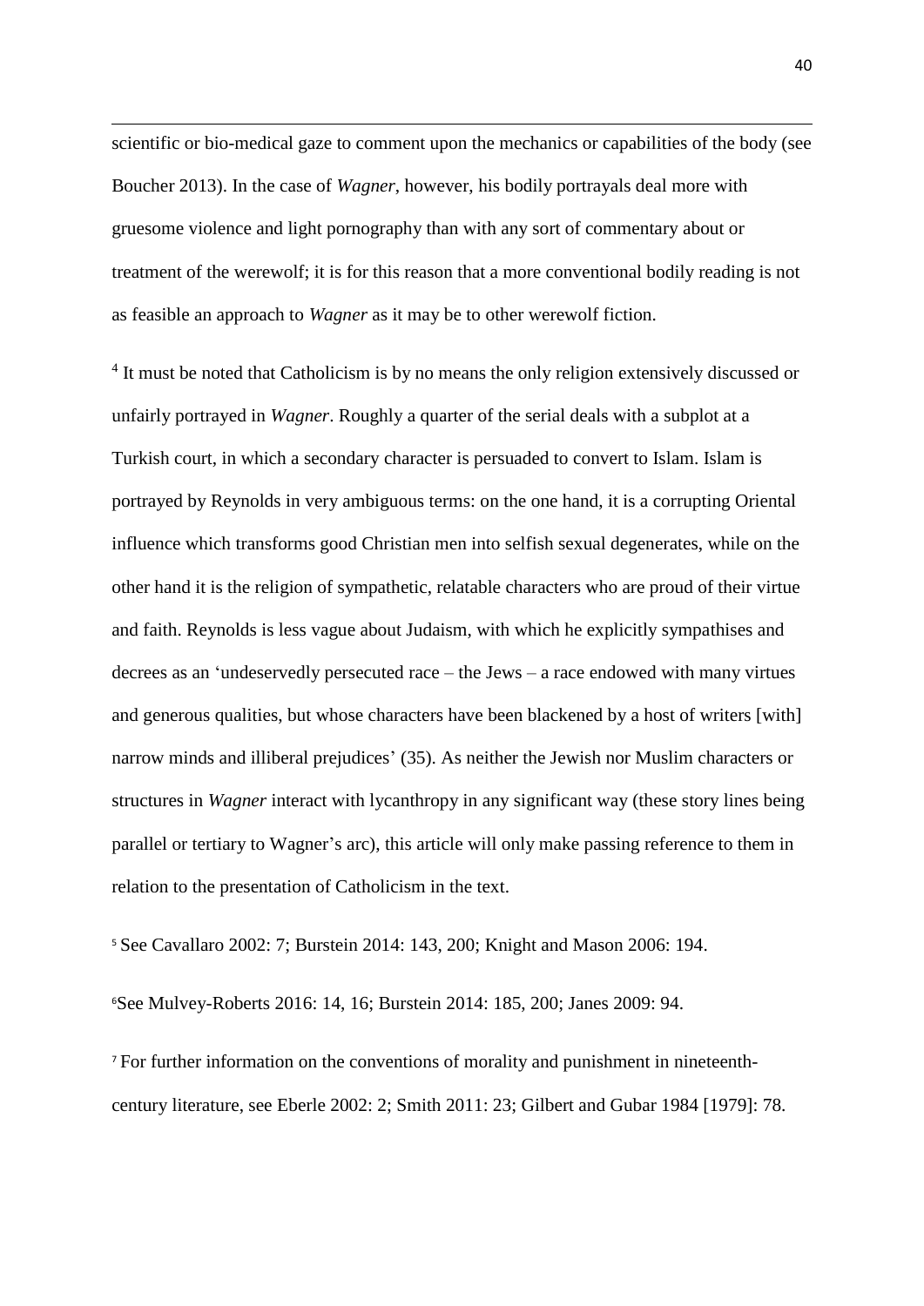scientific or bio-medical gaze to comment upon the mechanics or capabilities of the body (see Boucher 2013). In the case of *Wagner*, however, his bodily portrayals deal more with gruesome violence and light pornography than with any sort of commentary about or treatment of the werewolf; it is for this reason that a more conventional bodily reading is not as feasible an approach to *Wagner* as it may be to other werewolf fiction.

[4] It must be noted that Catholicism is by no means the only religion extensively discussed or unfairly portrayed in *Wagner*. Roughly a quarter of the serial deals with a subplot at a Turkish court, in which a secondary character is persuaded to convert to Islam. Islam is portrayed by Reynolds in very ambiguous terms: on the one hand, it is a corrupting Oriental influence which transforms good Christian men into selfish sexual degenerates, while on the other hand it is the religion of sympathetic, relatable characters who are proud of their virtue and faith. Reynolds is less vague about Judaism, with which he explicitly sympathises and decrees as an 'undeservedly persecuted race – the Jews – a race endowed with many virtues and generous qualities, but whose characters have been blackened by a host of writers [with] narrow minds and illiberal prejudices' (35). As neither the Jewish nor Muslim characters or structures in *Wagner* interact with lycanthropy in any significant way (these story lines being parallel or tertiary to Wagner's arc), this article will only make passing reference to them in relation to the presentation of Catholicism in the text.

[5] See Cavallaro 2002: 7; Burstein 2014: 143, 200; Knight and Mason 2006: 194.

[6] See Mulvey-Roberts 2016: 14, 16; Burstein 2014: 185, 200; Janes 2009: 94.

[7] For further information on the conventions of morality and punishment in nineteenth-century literature, see Eberle 2002: 2; Smith 2011: 23; Gilbert and Gubar 1984 [1979]: 78.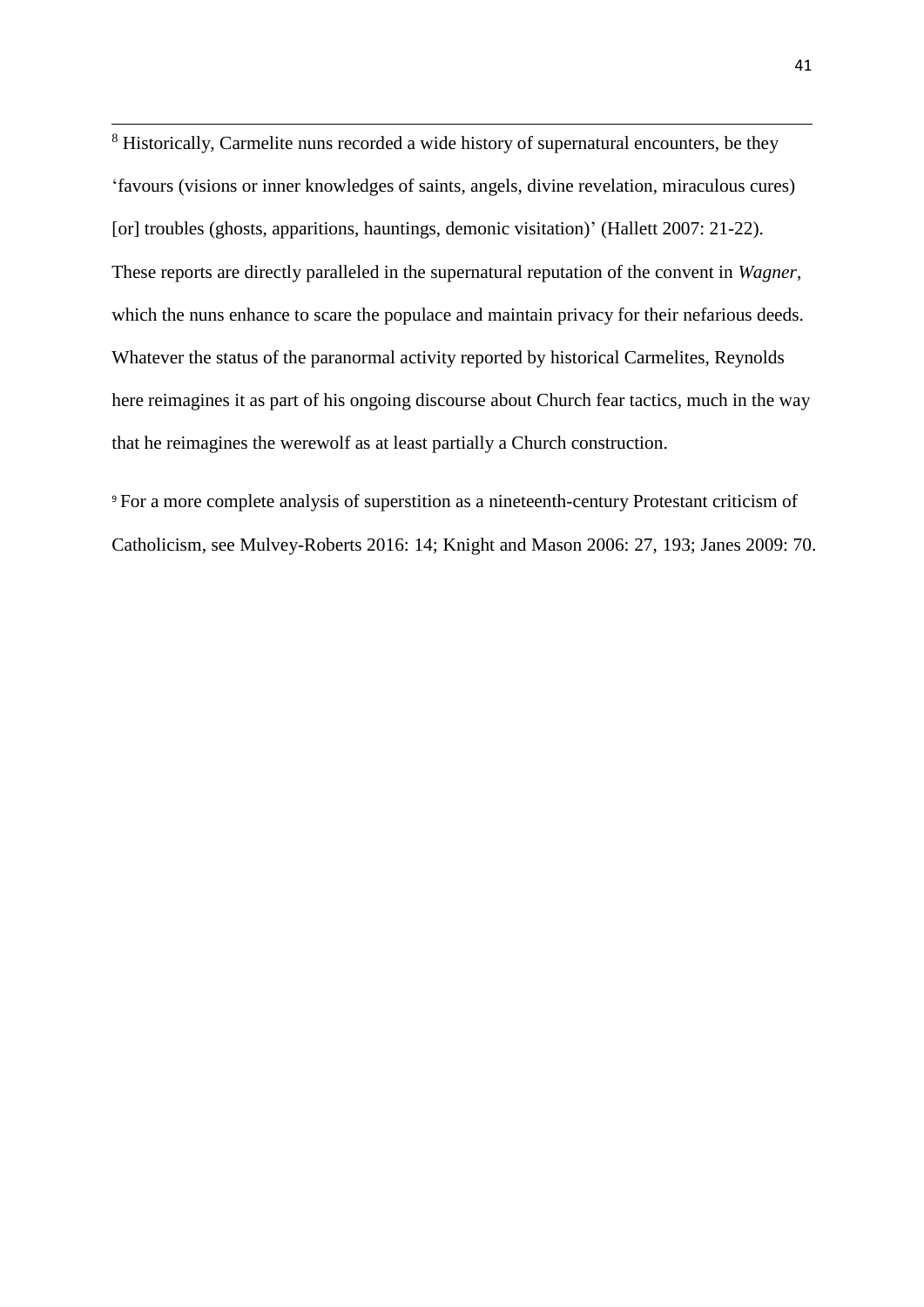[8] Historically, Carmelite nuns recorded a wide history of supernatural encounters, be they 'favours (visions or inner knowledges of saints, angels, divine revelation, miraculous cures) [or] troubles (ghosts, apparitions, hauntings, demonic visitation)' (Hallett 2007: 21-22). These reports are directly paralleled in the supernatural reputation of the convent in *Wagner*, which the nuns enhance to scare the populace and maintain privacy for their nefarious deeds. Whatever the status of the paranormal activity reported by historical Carmelites, Reynolds here reimagines it as part of his ongoing discourse about Church fear tactics, much in the way that he reimagines the werewolf as at least partially a Church construction.

[9] For a more complete analysis of superstition as a nineteenth-century Protestant criticism of Catholicism, see Mulvey-Roberts 2016: 14; Knight and Mason 2006: 27, 193; Janes 2009: 70.